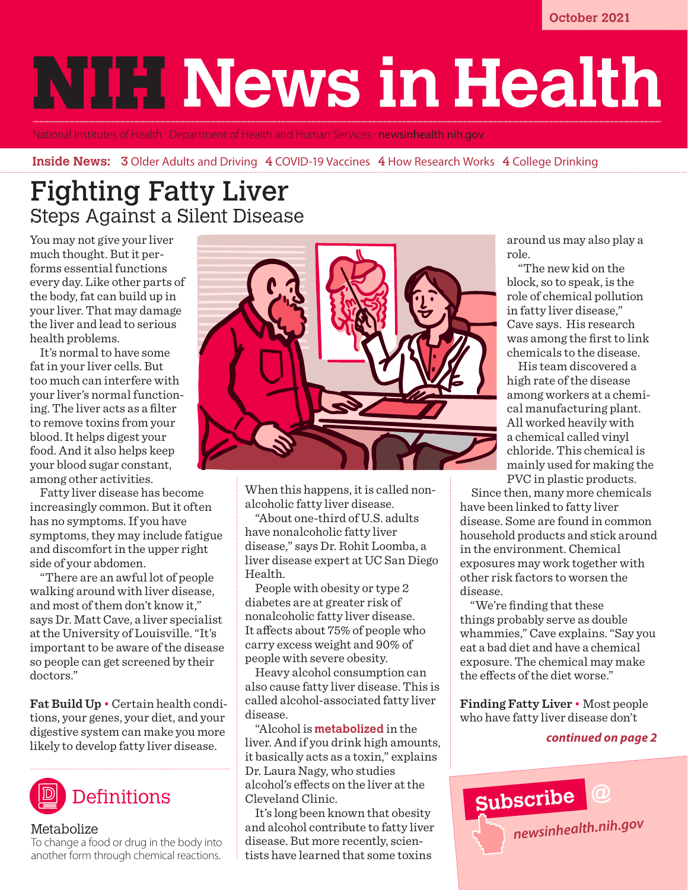October 2021

# NIH News in Health

National Institutes of Health · Department of Health and Human Services · newsinhealth.nih.gov

**Inside News:** 3 Older Adults and Driving 4 COVID-19 Vaccines 4 How Research Works 4 College Drinking

# Fighting Fatty Liver

## Steps Against a Silent Disease

You may not give your liver much thought. But it performs essential functions every day. Like other parts of the body, fat can build up in your liver. That may damage the liver and lead to serious health problems.

It's normal to have some fat in your liver cells. But too much can interfere with your liver's normal functioning. The liver acts as a filter to remove toxins from your blood. It helps digest your food. And it also helps keep your blood sugar constant, among other activities.

Fatty liver disease has become increasingly common. But it often has no symptoms. If you have symptoms, they may include fatigue and discomfort in the upper right side of your abdomen.

"There are an awful lot of people walking around with liver disease, and most of them don't know it," says Dr. Matt Cave, a liver specialist at the University of Louisville. "It's important to be aware of the disease so people can get screened by their doctors."

**Fat Build Up •** Certain health conditions, your genes, your diet, and your digestive system can make you more likely to develop fatty liver disease. When this happens, it is called nonalcoholic fatty liver disease.

"About one-third of U.S. adults have nonalcoholic fatty liver disease," says Dr. Rohit Loomba, a liver disease expert at UC San Diego Health.

People with obesity or type 2 diabetes are at greater risk of nonalcoholic fatty liver disease. It affects about 75% of people who carry excess weight and 90% of people with severe obesity.

Heavy alcohol consumption can also cause fatty liver disease. This is called alcohol-associated fatty liver disease.

"Alcohol is **metabolized** in the liver. And if you drink high amounts, it basically acts as a toxin," explains Dr. Laura Nagy, who studies alcohol's effects on the liver at the Cleveland Clinic.

It's long been known that obesity and alcohol contribute to fatty liver disease. But more recently, scientists have learned that some toxins around us may also play a role.

"The new kid on the block, so to speak, is the role of chemical pollution in fatty liver disease," Cave says. His research was among the first to link chemicals to the disease.

His team discovered a high rate of the disease among workers at a chemical manufacturing plant. All worked heavily with a chemical called vinyl chloride. This chemical is mainly used for making the PVC in plastic products.

Since then, many more chemicals have been linked to fatty liver disease. Some are found in common household products and stick around in the environment. Chemical exposures may work together with other risk factors to worsen the disease.

"We're finding that these things probably serve as double whammies," Cave explains. "Say you eat a bad diet and have a chemical exposure. The chemical may make the effects of the diet worse."

**Finding Fatty Liver •** Most people who have fatty liver disease don't

*continued on page 2*

### Definitions

**Metabolize**
To change a food or drug in the body into another form through chemical reactions.

**Subscribe @** *newsinhealth.nih.gov*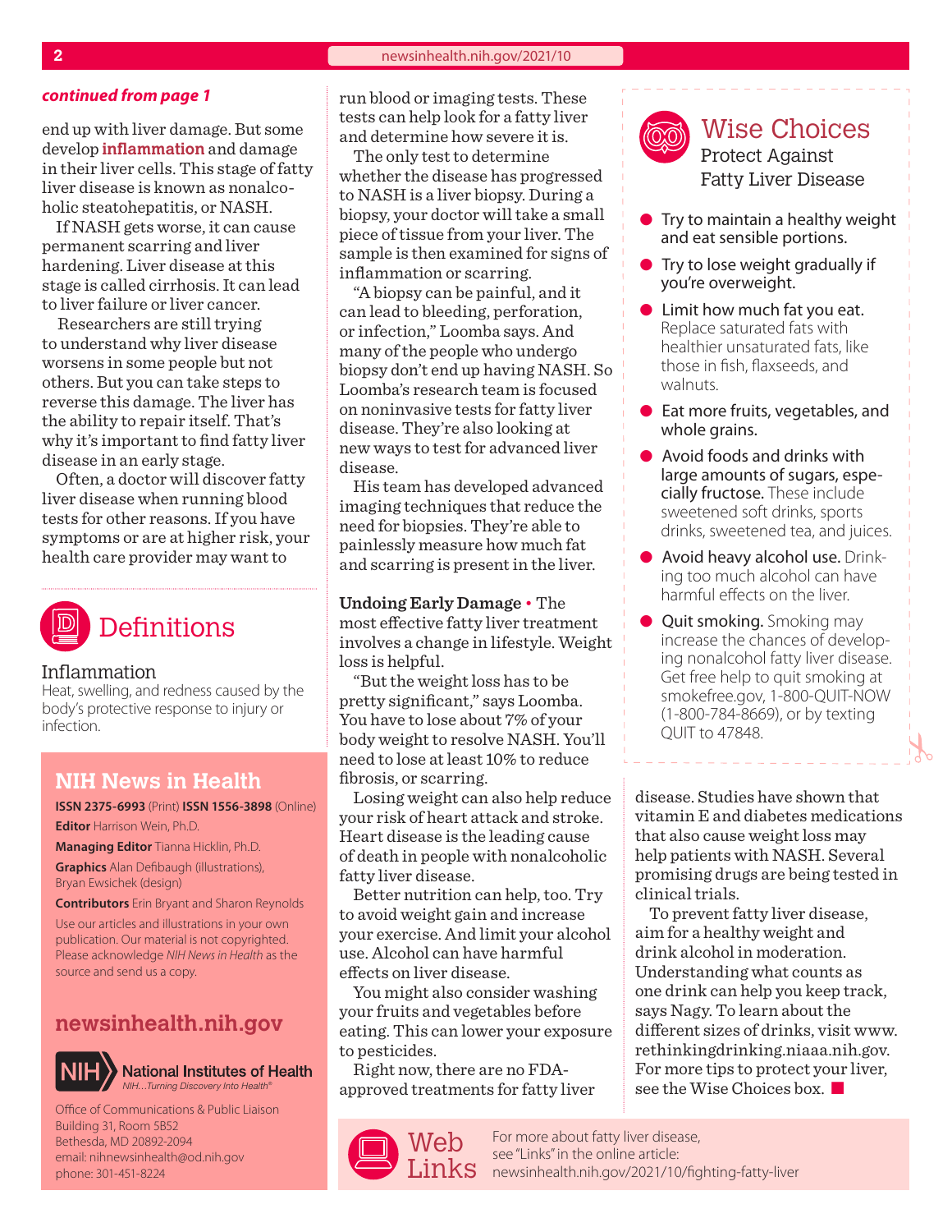*continued from page 1*

end up with liver damage. But some develop **inflammation** and damage in their liver cells. This stage of fatty liver disease is known as nonalcoholic steatohepatitis, or NASH.

If NASH gets worse, it can cause permanent scarring and liver hardening. Liver disease at this stage is called cirrhosis. It can lead to liver failure or liver cancer.

Researchers are still trying to understand why liver disease worsens in some people but not others. But you can take steps to reverse this damage. The liver has the ability to repair itself. That's why it's important to find fatty liver disease in an early stage.

Often, a doctor will discover fatty liver disease when running blood tests for other reasons. If you have symptoms or are at higher risk, your health care provider may want to run blood or imaging tests. These tests can help look for a fatty liver and determine how severe it is.

The only test to determine whether the disease has progressed to NASH is a liver biopsy. During a biopsy, your doctor will take a small piece of tissue from your liver. The sample is then examined for signs of inflammation or scarring.

"A biopsy can be painful, and it can lead to bleeding, perforation, or infection," Loomba says. And many of the people who undergo biopsy don't end up having NASH. So Loomba's research team is focused on noninvasive tests for fatty liver disease. They're also looking at new ways to test for advanced liver disease.

His team has developed advanced imaging techniques that reduce the need for biopsies. They're able to painlessly measure how much fat and scarring is present in the liver.

**Undoing Early Damage** • The most effective fatty liver treatment involves a change in lifestyle. Weight loss is helpful.

"But the weight loss has to be pretty significant," says Loomba. You have to lose about 7% of your body weight to resolve NASH. You'll need to lose at least 10% to reduce fibrosis, or scarring.

Losing weight can also help reduce your risk of heart attack and stroke. Heart disease is the leading cause of death in people with nonalcoholic fatty liver disease.

Better nutrition can help, too. Try to avoid weight gain and increase your exercise. And limit your alcohol use. Alcohol can have harmful effects on liver disease.

You might also consider washing your fruits and vegetables before eating. This can lower your exposure to pesticides.

Right now, there are no FDA-approved treatments for fatty liver disease. Studies have shown that vitamin E and diabetes medications that also cause weight loss may help patients with NASH. Several promising drugs are being tested in clinical trials.

To prevent fatty liver disease, aim for a healthy weight and drink alcohol in moderation. Understanding what counts as one drink can help you keep track, says Nagy. To learn about the different sizes of drinks, visit www.rethinkingdrinking.niaaa.nih.gov. For more tips to protect your liver, see the Wise Choices box.

## Wise Choices
### Protect Against Fatty Liver Disease

- Try to maintain a healthy weight and eat sensible portions.
- Try to lose weight gradually if you're overweight.
- Limit how much fat you eat. Replace saturated fats with healthier unsaturated fats, like those in fish, flaxseeds, and walnuts.
- Eat more fruits, vegetables, and whole grains.
- Avoid foods and drinks with large amounts of sugars, especially fructose. These include sweetened soft drinks, sports drinks, sweetened tea, and juices.
- Avoid heavy alcohol use. Drinking too much alcohol can have harmful effects on the liver.
- Quit smoking. Smoking may increase the chances of developing nonalcohol fatty liver disease. Get free help to quit smoking at smokefree.gov, 1-800-QUIT-NOW (1-800-784-8669), or by texting QUIT to 47848.

## Definitions

**Inflammation**
Heat, swelling, and redness caused by the body's protective response to injury or infection.

## Web Links

For more about fatty liver disease, see "Links" in the online article: newsinhealth.nih.gov/2021/10/fighting-fatty-liver

## NIH News in Health

**ISSN 2375-6993** (Print) **ISSN 1556-3898** (Online)

**Editor** Harrison Wein, Ph.D.

**Managing Editor** Tianna Hicklin, Ph.D.

**Graphics** Alan Defibaugh (illustrations), Bryan Ewsichek (design)

**Contributors** Erin Bryant and Sharon Reynolds

Use our articles and illustrations in your own publication. Our material is not copyrighted. Please acknowledge *NIH News in Health* as the source and send us a copy.

**newsinhealth.nih.gov**

National Institutes of Health
*NIH...Turning Discovery Into Health®*

Office of Communications & Public Liaison
Building 31, Room 5B52
Bethesda, MD 20892-2094
email: nihnewsinhealth@od.nih.gov
phone: 301-451-8224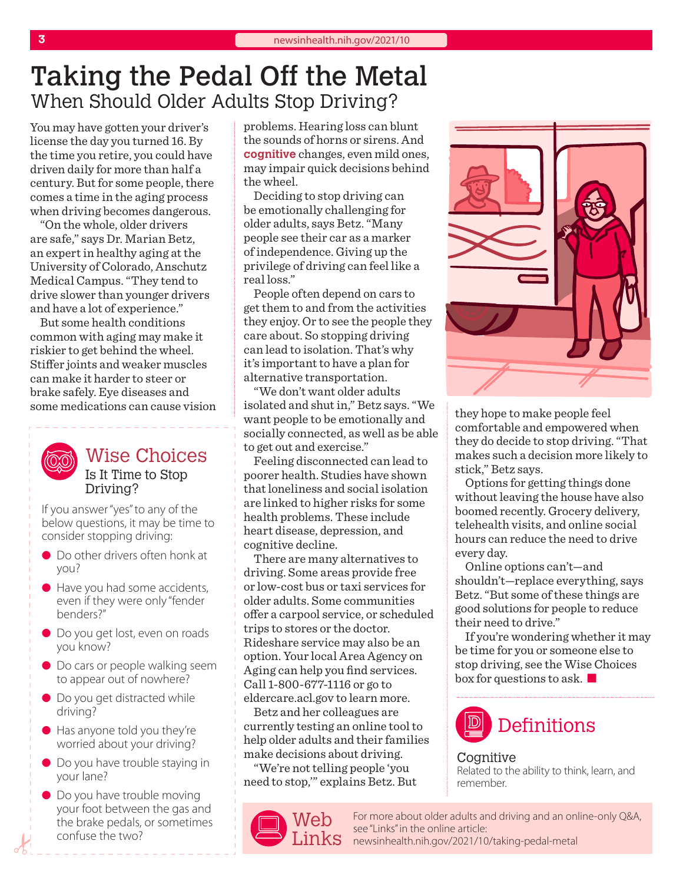# Taking the Pedal Off the Metal

## When Should Older Adults Stop Driving?

You may have gotten your driver's license the day you turned 16. By the time you retire, you could have driven daily for more than half a century. But for some people, there comes a time in the aging process when driving becomes dangerous.

"On the whole, older drivers are safe," says Dr. Marian Betz, an expert in healthy aging at the University of Colorado, Anschutz Medical Campus. "They tend to drive slower than younger drivers and have a lot of experience."

But some health conditions common with aging may make it riskier to get behind the wheel. Stiffer joints and weaker muscles can make it harder to steer or brake safely. Eye diseases and some medications can cause vision problems. Hearing loss can blunt the sounds of horns or sirens. And **cognitive** changes, even mild ones, may impair quick decisions behind the wheel.

Deciding to stop driving can be emotionally challenging for older adults, says Betz. "Many people see their car as a marker of independence. Giving up the privilege of driving can feel like a real loss."

People often depend on cars to get them to and from the activities they enjoy. Or to see the people they care about. So stopping driving can lead to isolation. That's why it's important to have a plan for alternative transportation.

"We don't want older adults isolated and shut in," Betz says. "We want people to be emotionally and socially connected, as well as be able to get out and exercise."

Feeling disconnected can lead to poorer health. Studies have shown that loneliness and social isolation are linked to higher risks for some health problems. These include heart disease, depression, and cognitive decline.

There are many alternatives to driving. Some areas provide free or low-cost bus or taxi services for older adults. Some communities offer a carpool service, or scheduled trips to stores or the doctor. Rideshare service may also be an option. Your local Area Agency on Aging can help you find services. Call 1-800-677-1116 or go to eldercare.acl.gov to learn more.

Betz and her colleagues are currently testing an online tool to help older adults and their families make decisions about driving.

"We're not telling people 'you need to stop,'" explains Betz. But they hope to make people feel comfortable and empowered when they do decide to stop driving. "That makes such a decision more likely to stick," Betz says.

Options for getting things done without leaving the house have also boomed recently. Grocery delivery, telehealth visits, and online social hours can reduce the need to drive every day.

Online options can't—and shouldn't—replace everything, says Betz. "But some of these things are good solutions for people to reduce their need to drive."

If you're wondering whether it may be time for you or someone else to stop driving, see the Wise Choices box for questions to ask.

## Wise Choices

### Is It Time to Stop Driving?

If you answer "yes" to any of the below questions, it may be time to consider stopping driving:

- Do other drivers often honk at you?
- Have you had some accidents, even if they were only "fender benders?"
- Do you get lost, even on roads you know?
- Do cars or people walking seem to appear out of nowhere?
- Do you get distracted while driving?
- Has anyone told you they're worried about your driving?
- Do you have trouble staying in your lane?
- Do you have trouble moving your foot between the gas and the brake pedals, or sometimes confuse the two?

## Definitions

**Cognitive**
Related to the ability to think, learn, and remember.

## Web Links

For more about older adults and driving and an online-only Q&A, see "Links" in the online article: newsinhealth.nih.gov/2021/10/taking-pedal-metal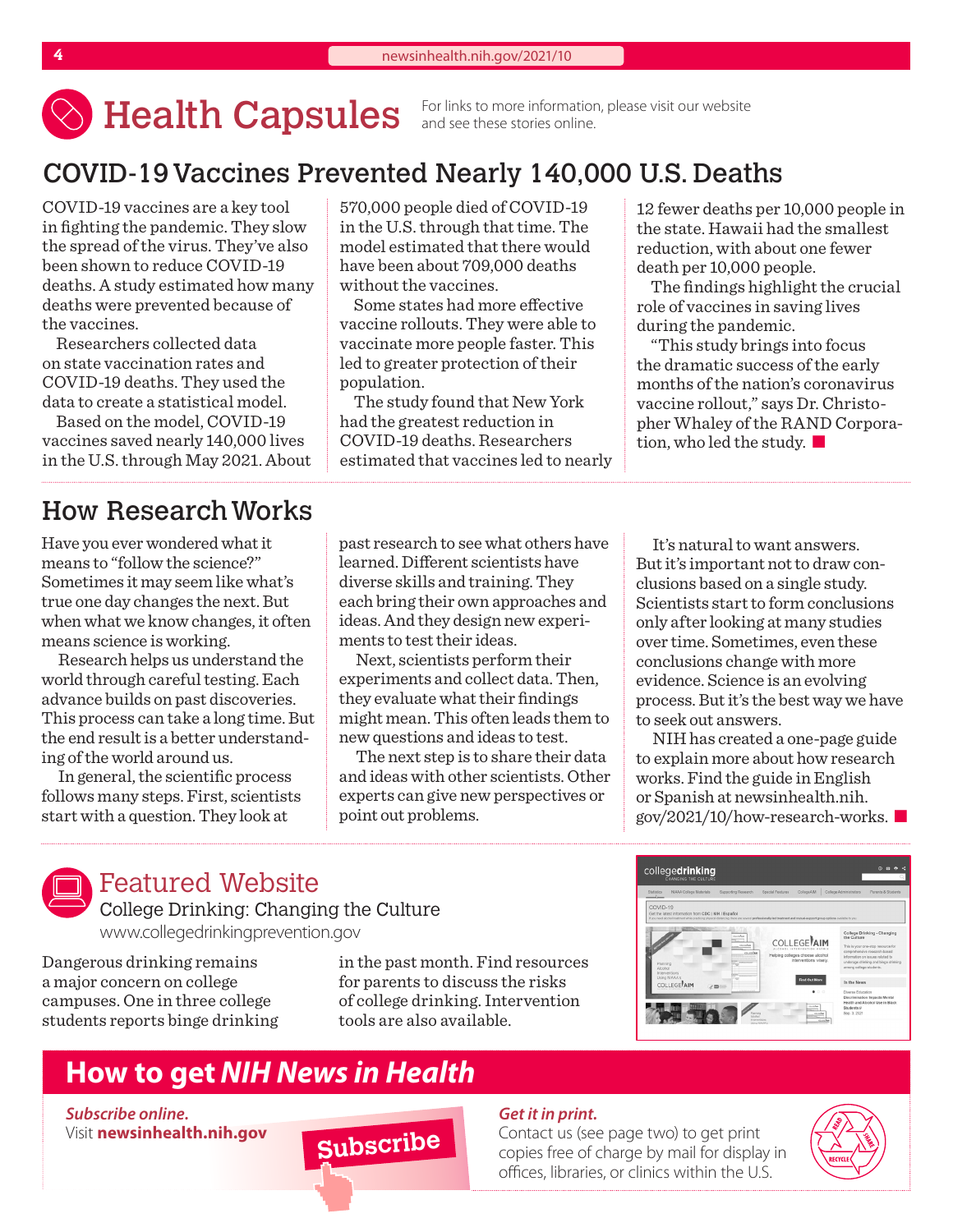# Health Capsules

For links to more information, please visit our website and see these stories online.

## COVID-19 Vaccines Prevented Nearly 140,000 U.S. Deaths

COVID-19 vaccines are a key tool in fighting the pandemic. They slow the spread of the virus. They've also been shown to reduce COVID-19 deaths. A study estimated how many deaths were prevented because of the vaccines.

Researchers collected data on state vaccination rates and COVID-19 deaths. They used the data to create a statistical model.

Based on the model, COVID-19 vaccines saved nearly 140,000 lives in the U.S. through May 2021. About 570,000 people died of COVID-19 in the U.S. through that time. The model estimated that there would have been about 709,000 deaths without the vaccines.

Some states had more effective vaccine rollouts. They were able to vaccinate more people faster. This led to greater protection of their population.

The study found that New York had the greatest reduction in COVID-19 deaths. Researchers estimated that vaccines led to nearly 12 fewer deaths per 10,000 people in the state. Hawaii had the smallest reduction, with about one fewer death per 10,000 people.

The findings highlight the crucial role of vaccines in saving lives during the pandemic.

"This study brings into focus the dramatic success of the early months of the nation's coronavirus vaccine rollout," says Dr. Christopher Whaley of the RAND Corporation, who led the study.

## How Research Works

Have you ever wondered what it means to "follow the science?" Sometimes it may seem like what's true one day changes the next. But when what we know changes, it often means science is working.

Research helps us understand the world through careful testing. Each advance builds on past discoveries. This process can take a long time. But the end result is a better understanding of the world around us.

In general, the scientific process follows many steps. First, scientists start with a question. They look at past research to see what others have learned. Different scientists have diverse skills and training. They each bring their own approaches and ideas. And they design new experiments to test their ideas.

Next, scientists perform their experiments and collect data. Then, they evaluate what their findings might mean. This often leads them to new questions and ideas to test.

The next step is to share their data and ideas with other scientists. Other experts can give new perspectives or point out problems.

It's natural to want answers. But it's important not to draw conclusions based on a single study. Scientists start to form conclusions only after looking at many studies over time. Sometimes, even these conclusions change with more evidence. Science is an evolving process. But it's the best way we have to seek out answers.

NIH has created a one-page guide to explain more about how research works. Find the guide in English or Spanish at newsinhealth.nih.gov/2021/10/how-research-works.

## Featured Website

### College Drinking: Changing the Culture

www.collegedrinkingprevention.gov

Dangerous drinking remains a major concern on college campuses. One in three college students reports binge drinking in the past month. Find resources for parents to discuss the risks of college drinking. Intervention tools are also available.

## How to get *NIH News in Health*

***Subscribe online.***
Visit **newsinhealth.nih.gov**

Subscribe

***Get it in print.***
Contact us (see page two) to get print copies free of charge by mail for display in offices, libraries, or clinics within the U.S.

READ SHARE RECYCLE